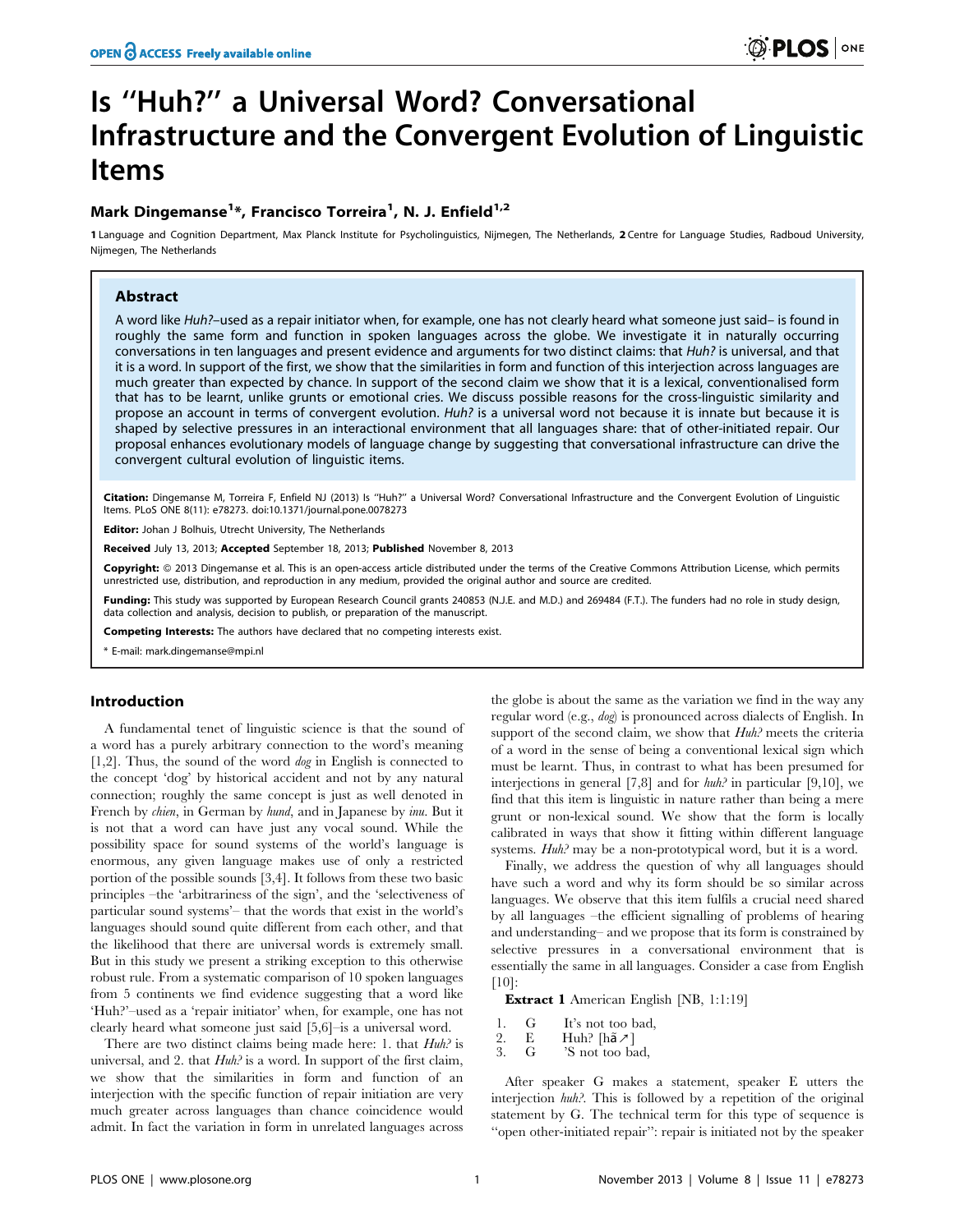# Is "Huh?" a Universal Word? Conversational Infrastructure and the Convergent Evolution of Linguistic Items

**Mark Dingemanse[1]*, Francisco Torreira[1], N. J. Enfield[1,2]**

1 Language and Cognition Department, Max Planck Institute for Psycholinguistics, Nijmegen, The Netherlands, 2 Centre for Language Studies, Radboud University, Nijmegen, The Netherlands

## Abstract

A word like *Huh?*–used as a repair initiator when, for example, one has not clearly heard what someone just said– is found in roughly the same form and function in spoken languages across the globe. We investigate it in naturally occurring conversations in ten languages and present evidence and arguments for two distinct claims: that *Huh?* is universal, and that it is a word. In support of the first, we show that the similarities in form and function of this interjection across languages are much greater than expected by chance. In support of the second claim we show that it is a lexical, conventionalised form that has to be learnt, unlike grunts or emotional cries. We discuss possible reasons for the cross-linguistic similarity and propose an account in terms of convergent evolution. *Huh?* is a universal word not because it is innate but because it is shaped by selective pressures in an interactional environment that all languages share: that of other-initiated repair. Our proposal enhances evolutionary models of language change by suggesting that conversational infrastructure can drive the convergent cultural evolution of linguistic items.

**Citation:** Dingemanse M, Torreira F, Enfield NJ (2013) Is "Huh?" a Universal Word? Conversational Infrastructure and the Convergent Evolution of Linguistic Items. PLoS ONE 8(11): e78273. doi:10.1371/journal.pone.0078273

**Editor:** Johan J Bolhuis, Utrecht University, The Netherlands

**Received** July 13, 2013; **Accepted** September 18, 2013; **Published** November 8, 2013

**Copyright:** © 2013 Dingemanse et al. This is an open-access article distributed under the terms of the Creative Commons Attribution License, which permits unrestricted use, distribution, and reproduction in any medium, provided the original author and source are credited.

**Funding:** This study was supported by European Research Council grants 240853 (N.J.E. and M.D.) and 269484 (F.T.). The funders had no role in study design, data collection and analysis, decision to publish, or preparation of the manuscript.

**Competing Interests:** The authors have declared that no competing interests exist.

* E-mail: mark.dingemanse@mpi.nl

## Introduction

A fundamental tenet of linguistic science is that the sound of a word has a purely arbitrary connection to the word's meaning [1,2]. Thus, the sound of the word *dog* in English is connected to the concept 'dog' by historical accident and not by any natural connection; roughly the same concept is just as well denoted in French by *chien*, in German by *hund*, and in Japanese by *inu*. But it is not that a word can have just any vocal sound. While the possibility space for sound systems of the world's language is enormous, any given language makes use of only a restricted portion of the possible sounds [3,4]. It follows from these two basic principles –the 'arbitrariness of the sign', and the 'selectiveness of particular sound systems'– that the words that exist in the world's languages should sound quite different from each other, and that the likelihood that there are universal words is extremely small. But in this study we present a striking exception to this otherwise robust rule. From a systematic comparison of 10 spoken languages from 5 continents we find evidence suggesting that a word like 'Huh?'–used as a 'repair initiator' when, for example, one has not clearly heard what someone just said [5,6]–is a universal word.

There are two distinct claims being made here: 1. that *Huh?* is universal, and 2. that *Huh?* is a word. In support of the first claim, we show that the similarities in form and function of an interjection with the specific function of repair initiation are very much greater across languages than chance coincidence would admit. In fact the variation in form in unrelated languages across the globe is about the same as the variation we find in the way any regular word (e.g., *dog*) is pronounced across dialects of English. In support of the second claim, we show that *Huh?* meets the criteria of a word in the sense of being a conventional lexical sign which must be learnt. Thus, in contrast to what has been presumed for interjections in general [7,8] and for *huh?* in particular [9,10], we find that this item is linguistic in nature rather than being a mere grunt or non-lexical sound. We show that the form is locally calibrated in ways that show it fitting within different language systems. *Huh?* may be a non-prototypical word, but it is a word.

Finally, we address the question of why all languages should have such a word and why its form should be so similar across languages. We observe that this item fulfils a crucial need shared by all languages –the efficient signalling of problems of hearing and understanding– and we propose that its form is constrained by selective pressures in a conversational environment that is essentially the same in all languages. Consider a case from English [10]:

**Extract 1** American English [NB, 1:1:19]

```
1.  G    It's not too bad,
2.  E    Huh? [hã↗]
3.  G    'S not too bad,
```

After speaker G makes a statement, speaker E utters the interjection *huh?*. This is followed by a repetition of the original statement by G. The technical term for this type of sequence is "open other-initiated repair": repair is initiated not by the speaker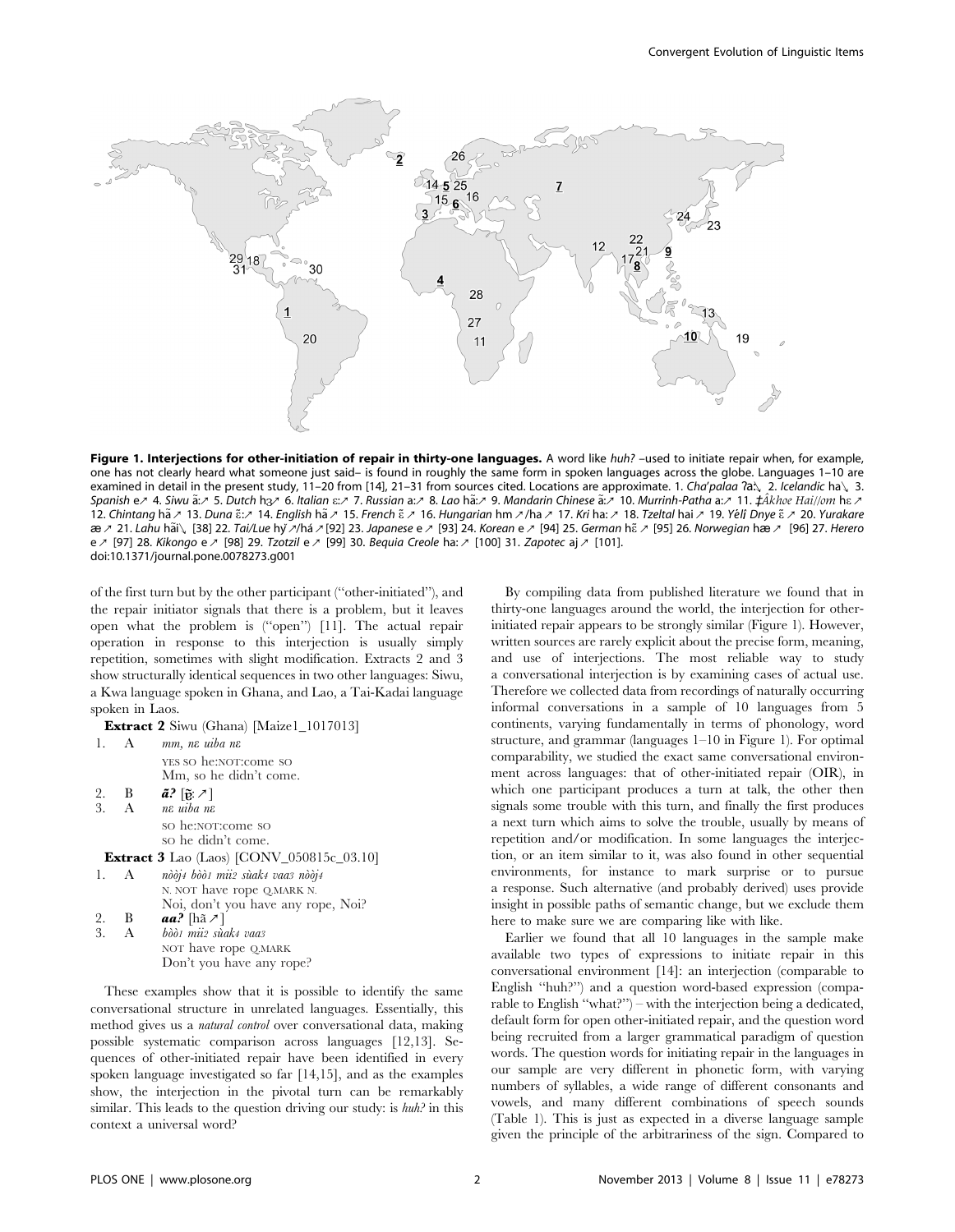**Figure 1. Interjections for other-initiation of repair in thirty-one languages.** A word like *huh?* –used to initiate repair when, for example, one has not clearly heard what someone just said– is found in roughly the same form in spoken languages across the globe. Languages 1–10 are examined in detail in the present study, 11–20 from [14], 21–31 from sources cited. Locations are approximate. 1. *Cha'palaa* ʔaː↘ 2. *Icelandic* ha↘ 3. *Spanish* e↗ 4. *Siwu* ã:↗ 5. *Dutch* hɜ↗ 6. *Italian* ɛː↗ 7. *Russian* a:↗ 8. *Lao* hã:↗ 9. *Mandarin Chinese* ã:↗ 10. *Murrinh-Patha* a:↗ 11. *‡Ākhoe Hai//om* hɛ↗ 12. *Chintang* hã↗ 13. *Duna* ɛ̃:↗ 14. *English* hã↗ 15. *French* ɛ̃↗ 16. *Hungarian* hm↗/ha↗ 17. *Kri* ha:↗ 18. *Tzeltal* hai↗ 19. *Yélî Dnye* ɛ̃↗ 20. *Yurakare* æ↗ 21. *Lahu* hãi↘ [38] 22. *Tai/Lue* hỹ↗/há↗[92] 23. *Japanese* e↗ [93] 24. *Korean* e↗ [94] 25. *German* hɛ̃↗ [95] 26. *Norwegian* hæ↗ [96] 27. *Herero* e↗ [97] 28. *Kikongo* e↗ [98] 29. *Tzotzil* e↗ [99] 30. *Bequia Creole* ha:↗ [100] 31. *Zapotec* aj↗ [101].
doi:10.1371/journal.pone.0078273.g001

of the first turn but by the other participant ("other-initiated"), and the repair initiator signals that there is a problem, but it leaves open what the problem is ("open") [11]. The actual repair operation in response to this interjection is usually simply repetition, sometimes with slight modification. Extracts 2 and 3 show structurally identical sequences in two other languages: Siwu, a Kwa language spoken in Ghana, and Lao, a Tai-Kadai language spoken in Laos.

**Extract 2** Siwu (Ghana) [Maize1_1017013]

1. A *mm, nɛ uiba nɛ*
   YES SO he:NOT:come SO
   Mm, so he didn't come.
2. B ***ã?*** [ɛ̰̃ː↗]
3. A *nɛ uiba nɛ*
   SO he:NOT:come SO
   so he didn't come.

**Extract 3** Lao (Laos) [CONV_050815c_03.10]

1. A *nòòj4 bòò1 mii2 sùak4 vaa3 nòòj4*
   N. NOT have rope Q.MARK N.
   Noi, don't you have any rope, Noi?
2. B ***aa?*** [hã↗]
3. A *bòò1 mii2 sùak4 vaa3*
   NOT have rope Q.MARK
   Don't you have any rope?

These examples show that it is possible to identify the same conversational structure in unrelated languages. Essentially, this method gives us a *natural control* over conversational data, making possible systematic comparison across languages [12,13]. Sequences of other-initiated repair have been identified in every spoken language investigated so far [14,15], and as the examples show, the interjection in the pivotal turn can be remarkably similar. This leads to the question driving our study: is *huh?* in this context a universal word?

By compiling data from published literature we found that in thirty-one languages around the world, the interjection for other-initiated repair appears to be strongly similar (Figure 1). However, written sources are rarely explicit about the precise form, meaning, and use of interjections. The most reliable way to study a conversational interjection is by examining cases of actual use. Therefore we collected data from recordings of naturally occurring informal conversations in a sample of 10 languages from 5 continents, varying fundamentally in terms of phonology, word structure, and grammar (languages 1–10 in Figure 1). For optimal comparability, we studied the exact same conversational environment across languages: that of other-initiated repair (OIR), in which one participant produces a turn at talk, the other then signals some trouble with this turn, and finally the first produces a next turn which aims to solve the trouble, usually by means of repetition and/or modification. In some languages the interjection, or an item similar to it, was also found in other sequential environments, for instance to mark surprise or to pursue a response. Such alternative (and probably derived) uses provide insight in possible paths of semantic change, but we exclude them here to make sure we are comparing like with like.

Earlier we found that all 10 languages in the sample make available two types of expressions to initiate repair in this conversational environment [14]: an interjection (comparable to English "huh?") and a question word-based expression (comparable to English "what?") – with the interjection being a dedicated, default form for open other-initiated repair, and the question word being recruited from a larger grammatical paradigm of question words. The question words for initiating repair in the languages in our sample are very different in phonetic form, with varying numbers of syllables, a wide range of different consonants and vowels, and many different combinations of speech sounds (Table 1). This is just as expected in a diverse language sample given the principle of the arbitrariness of the sign. Compared to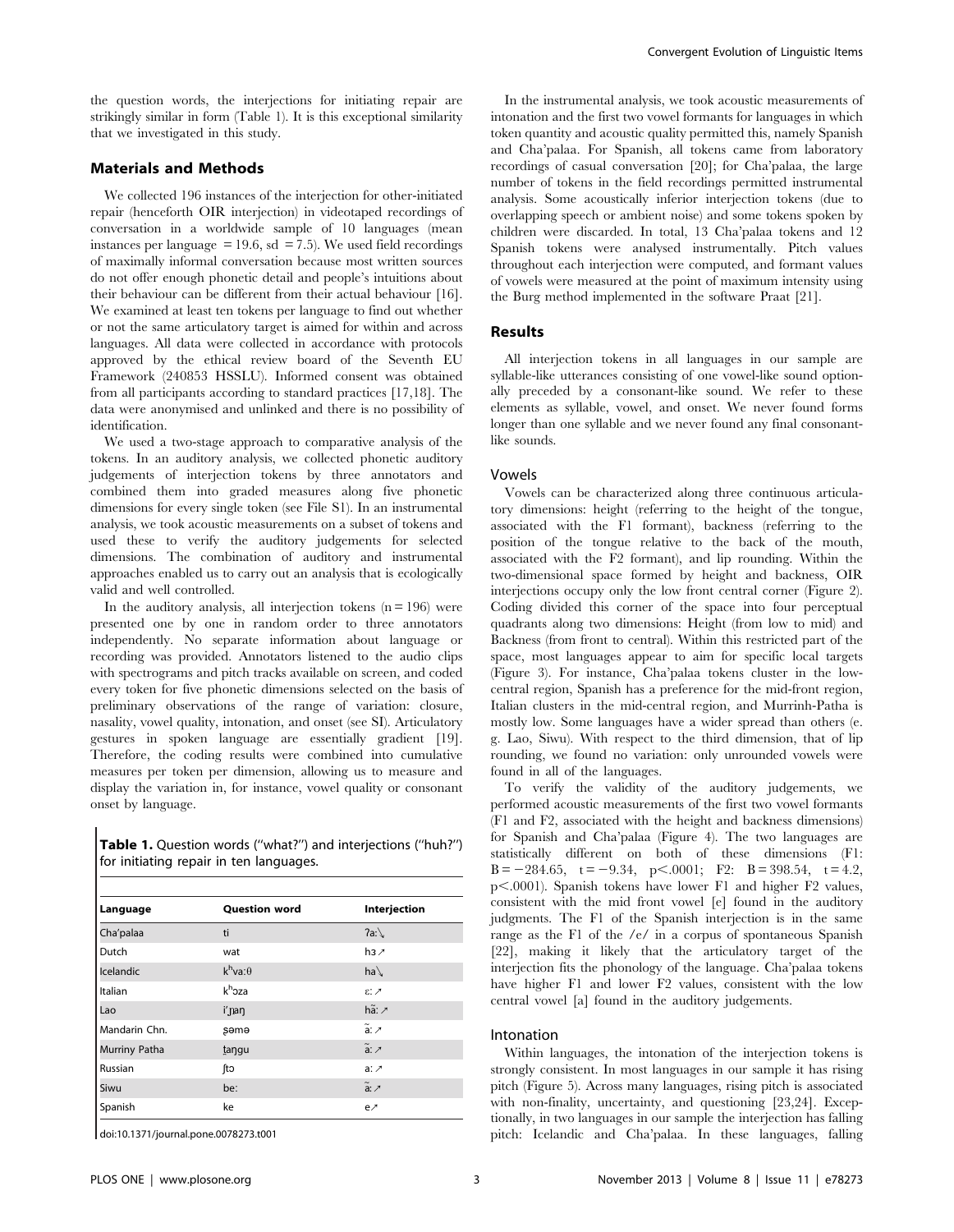the question words, the interjections for initiating repair are strikingly similar in form (Table 1). It is this exceptional similarity that we investigated in this study.

## Materials and Methods

We collected 196 instances of the interjection for other-initiated repair (henceforth OIR interjection) in videotaped recordings of conversation in a worldwide sample of 10 languages (mean instances per language = 19.6, sd = 7.5). We used field recordings of maximally informal conversation because most written sources do not offer enough phonetic detail and people's intuitions about their behaviour can be different from their actual behaviour [16]. We examined at least ten tokens per language to find out whether or not the same articulatory target is aimed for within and across languages. All data were collected in accordance with protocols approved by the ethical review board of the Seventh EU Framework (240853 HSSLU). Informed consent was obtained from all participants according to standard practices [17,18]. The data were anonymised and unlinked and there is no possibility of identification.

We used a two-stage approach to comparative analysis of the tokens. In an auditory analysis, we collected phonetic auditory judgements of interjection tokens by three annotators and combined them into graded measures along five phonetic dimensions for every single token (see File S1). In an instrumental analysis, we took acoustic measurements on a subset of tokens and used these to verify the auditory judgements for selected dimensions. The combination of auditory and instrumental approaches enabled us to carry out an analysis that is ecologically valid and well controlled.

In the auditory analysis, all interjection tokens (n = 196) were presented one by one in random order to three annotators independently. No separate information about language or recording was provided. Annotators listened to the audio clips with spectrograms and pitch tracks available on screen, and coded every token for five phonetic dimensions selected on the basis of preliminary observations of the range of variation: closure, nasality, vowel quality, intonation, and onset (see SI). Articulatory gestures in spoken language are essentially gradient [19]. Therefore, the coding results were combined into cumulative measures per token per dimension, allowing us to measure and display the variation in, for instance, vowel quality or consonant onset by language.

**Table 1.** Question words ("what?") and interjections ("huh?") for initiating repair in ten languages.

| Language | Question word | Interjection |
|---|---|---|
| Cha'palaa | ti | ʔa:↘ |
| Dutch | wat | hɜ↗ |
| Icelandic | kʰva:θ | ha↘ |
| Italian | kʰɔza | ɛ:↗ |
| Lao | i'ɲaŋ | hã:↗ |
| Mandarin Chn. | ʂəmə | ã:↗ |
| Murriny Patha | t̠aŋgu | ã:↗ |
| Russian | ʃtɔ | a:↗ |
| Siwu | be: | ã:↗ |
| Spanish | ke | e↗ |

doi:10.1371/journal.pone.0078273.t001

In the instrumental analysis, we took acoustic measurements of intonation and the first two vowel formants for languages in which token quantity and acoustic quality permitted this, namely Spanish and Cha'palaa. For Spanish, all tokens came from laboratory recordings of casual conversation [20]; for Cha'palaa, the large number of tokens in the field recordings permitted instrumental analysis. Some acoustically inferior interjection tokens (due to overlapping speech or ambient noise) and some tokens spoken by children were discarded. In total, 13 Cha'palaa tokens and 12 Spanish tokens were analysed instrumentally. Pitch values throughout each interjection were computed, and formant values of vowels were measured at the point of maximum intensity using the Burg method implemented in the software Praat [21].

## Results

All interjection tokens in all languages in our sample are syllable-like utterances consisting of one vowel-like sound optionally preceded by a consonant-like sound. We refer to these elements as syllable, vowel, and onset. We never found forms longer than one syllable and we never found any final consonant-like sounds.

### Vowels

Vowels can be characterized along three continuous articulatory dimensions: height (referring to the height of the tongue, associated with the F1 formant), backness (referring to the position of the tongue relative to the back of the mouth, associated with the F2 formant), and lip rounding. Within the two-dimensional space formed by height and backness, OIR interjections occupy only the low front central corner (Figure 2). Coding divided this corner of the space into four perceptual quadrants along two dimensions: Height (from low to mid) and Backness (from front to central). Within this restricted part of the space, most languages appear to aim for specific local targets (Figure 3). For instance, Cha'palaa tokens cluster in the low-central region, Spanish has a preference for the mid-front region, Italian clusters in the mid-central region, and Murrinh-Patha is mostly low. Some languages have a wider spread than others (e. g. Lao, Siwu). With respect to the third dimension, that of lip rounding, we found no variation: only unrounded vowels were found in all of the languages.

To verify the validity of the auditory judgements, we performed acoustic measurements of the first two vowel formants (F1 and F2, associated with the height and backness dimensions) for Spanish and Cha'palaa (Figure 4). The two languages are statistically different on both of these dimensions (F1: $B = -284.65$, $t = -9.34$, $p < .0001$; F2: $B = 398.54$, $t = 4.2$, $p < .0001$). Spanish tokens have lower F1 and higher F2 values, consistent with the mid front vowel [e] found in the auditory judgments. The F1 of the Spanish interjection is in the same range as the F1 of the /e/ in a corpus of spontaneous Spanish [22], making it likely that the articulatory target of the interjection fits the phonology of the language. Cha'palaa tokens have higher F1 and lower F2 values, consistent with the low central vowel [a] found in the auditory judgements.

### Intonation

Within languages, the intonation of the interjection tokens is strongly consistent. In most languages in our sample it has rising pitch (Figure 5). Across many languages, rising pitch is associated with non-finality, uncertainty, and questioning [23,24]. Exceptionally, in two languages in our sample the interjection has falling pitch: Icelandic and Cha'palaa. In these languages, falling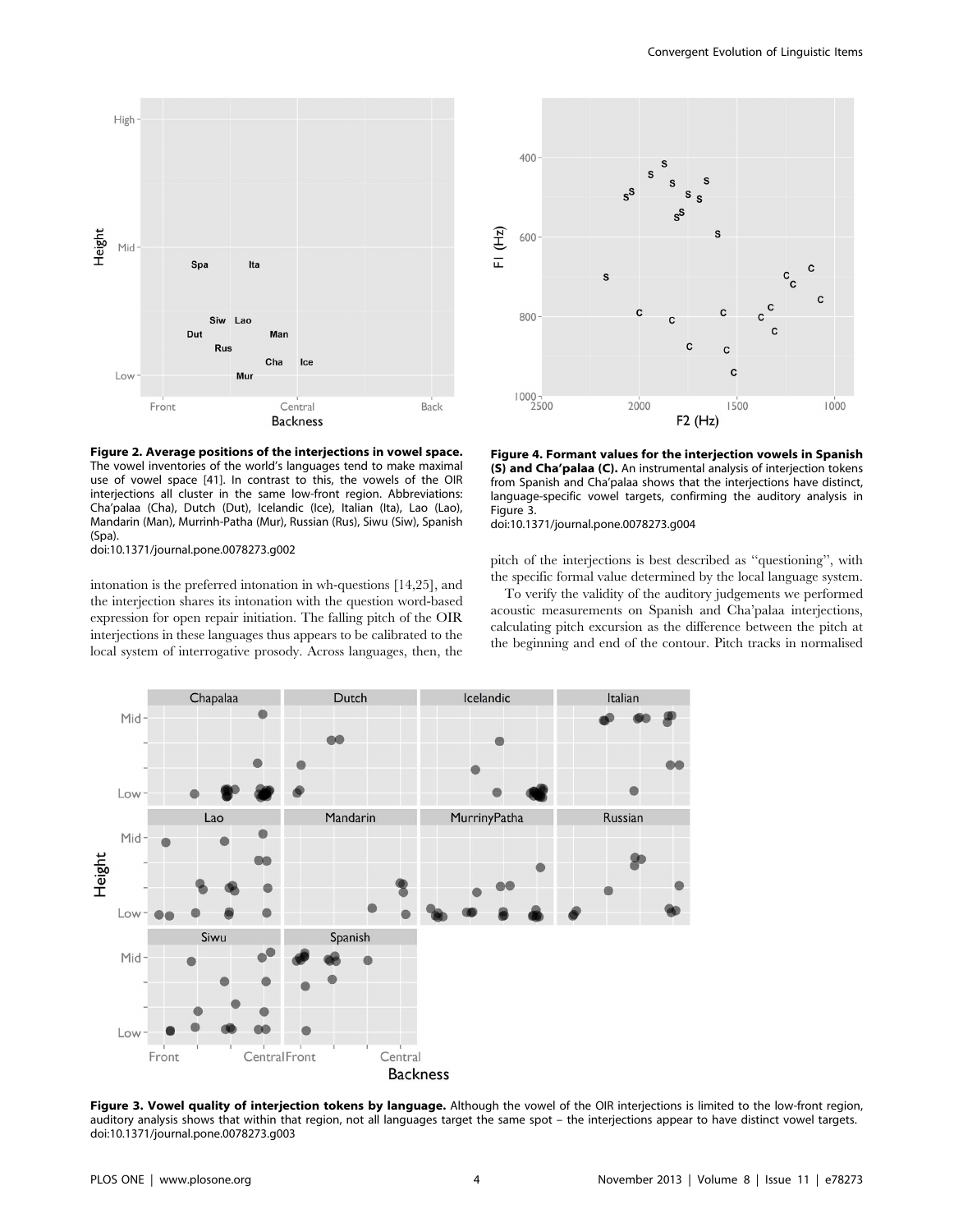**Figure 2. Average positions of the interjections in vowel space.** The vowel inventories of the world's languages tend to make maximal use of vowel space [41]. In contrast to this, the vowels of the OIR interjections all cluster in the same low-front region. Abbreviations: Cha'palaa (Cha), Dutch (Dut), Icelandic (Ice), Italian (Ita), Lao (Lao), Mandarin (Man), Murrinh-Patha (Mur), Russian (Rus), Siwu (Siw), Spanish (Spa).
doi:10.1371/journal.pone.0078273.g002

**Figure 4. Formant values for the interjection vowels in Spanish (S) and Cha'palaa (C).** An instrumental analysis of interjection tokens from Spanish and Cha'palaa shows that the interjections have distinct, language-specific vowel targets, confirming the auditory analysis in Figure 3.
doi:10.1371/journal.pone.0078273.g004

intonation is the preferred intonation in wh-questions [14,25], and the interjection shares its intonation with the question word-based expression for open repair initiation. The falling pitch of the OIR interjections in these languages thus appears to be calibrated to the local system of interrogative prosody. Across languages, then, the pitch of the interjections is best described as "questioning", with the specific formal value determined by the local language system.

To verify the validity of the auditory judgements we performed acoustic measurements on Spanish and Cha'palaa interjections, calculating pitch excursion as the difference between the pitch at the beginning and end of the contour. Pitch tracks in normalised

**Figure 3. Vowel quality of interjection tokens by language.** Although the vowel of the OIR interjections is limited to the low-front region, auditory analysis shows that within that region, not all languages target the same spot – the interjections appear to have distinct vowel targets.
doi:10.1371/journal.pone.0078273.g003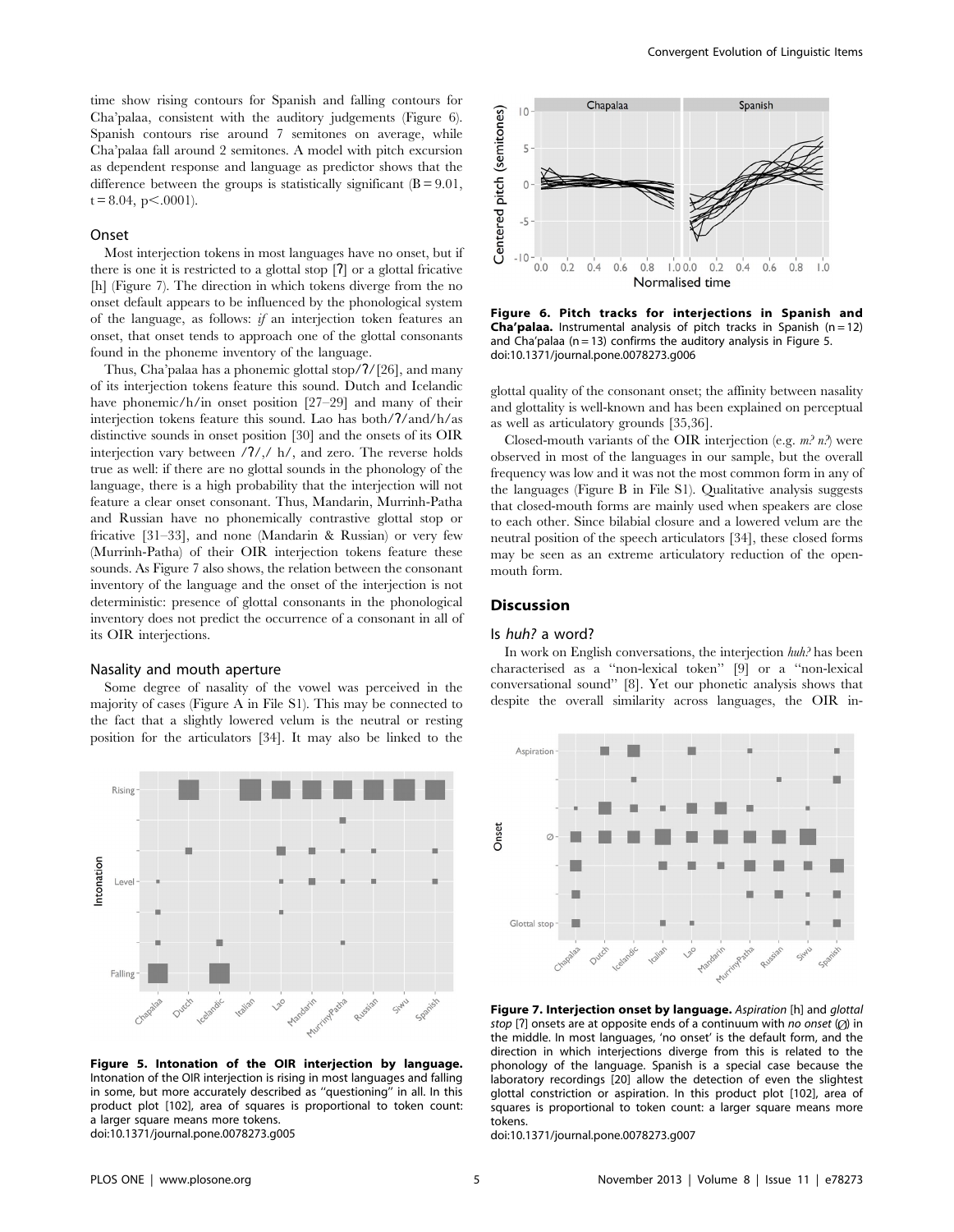time show rising contours for Spanish and falling contours for Cha'palaa, consistent with the auditory judgements (Figure 6). Spanish contours rise around 7 semitones on average, while Cha'palaa fall around 2 semitones. A model with pitch excursion as dependent response and language as predictor shows that the difference between the groups is statistically significant ($B = 9.01$, $t = 8.04$, $p < .0001$).

### Onset

Most interjection tokens in most languages have no onset, but if there is one it is restricted to a glottal stop [ʔ] or a glottal fricative [h] (Figure 7). The direction in which tokens diverge from the no onset default appears to be influenced by the phonological system of the language, as follows: *if* an interjection token features an onset, that onset tends to approach one of the glottal consonants found in the phoneme inventory of the language.

Thus, Cha'palaa has a phonemic glottal stop/ʔ/[26], and many of its interjection tokens feature this sound. Dutch and Icelandic have phonemic/h/in onset position [27–29] and many of their interjection tokens feature this sound. Lao has both/ʔ/and/h/as distinctive sounds in onset position [30] and the onsets of its OIR interjection vary between /ʔ/,/ h/, and zero. The reverse holds true as well: if there are no glottal sounds in the phonology of the language, there is a high probability that the interjection will not feature a clear onset consonant. Thus, Mandarin, Murrinh-Patha and Russian have no phonemically contrastive glottal stop or fricative [31–33], and none (Mandarin & Russian) or very few (Murrinh-Patha) of their OIR interjection tokens feature these sounds. As Figure 7 also shows, the relation between the consonant inventory of the language and the onset of the interjection is not deterministic: presence of glottal consonants in the phonological inventory does not predict the occurrence of a consonant in all of its OIR interjections.

### Nasality and mouth aperture

Some degree of nasality of the vowel was perceived in the majority of cases (Figure A in File S1). This may be connected to the fact that a slightly lowered velum is the neutral or resting position for the articulators [34]. It may also be linked to the glottal quality of the consonant onset; the affinity between nasality and glottality is well-known and has been explained on perceptual as well as articulatory grounds [35,36].

Closed-mouth variants of the OIR interjection (e.g. *m?̃ n?̃*) were observed in most of the languages in our sample, but the overall frequency was low and it was not the most common form in any of the languages (Figure B in File S1). Qualitative analysis suggests that closed-mouth forms are mainly used when speakers are close to each other. Since bilabial closure and a lowered velum are the neutral position of the speech articulators [34], these closed forms may be seen as an extreme articulatory reduction of the open-mouth form.

**Figure 5. Intonation of the OIR interjection by language.** Intonation of the OIR interjection is rising in most languages and falling in some, but more accurately described as "questioning" in all. In this product plot [102], area of squares is proportional to token count: a larger square means more tokens.
doi:10.1371/journal.pone.0078273.g005

**Figure 6. Pitch tracks for interjections in Spanish and Cha'palaa.** Instrumental analysis of pitch tracks in Spanish ($n = 12$) and Cha'palaa ($n = 13$) confirms the auditory analysis in Figure 5.
doi:10.1371/journal.pone.0078273.g006

## Discussion

### Is *huh?* a word?

In work on English conversations, the interjection *huh?* has been characterised as a "non-lexical token" [9] or a "non-lexical conversational sound" [8]. Yet our phonetic analysis shows that despite the overall similarity across languages, the OIR in-

**Figure 7. Interjection onset by language.** *Aspiration* [h] and *glottal stop* [ʔ] onsets are at opposite ends of a continuum with *no onset* (∅) in the middle. In most languages, 'no onset' is the default form, and the direction in which interjections diverge from this is related to the phonology of the language. Spanish is a special case because the laboratory recordings [20] allow the detection of even the slightest glottal constriction or aspiration. In this product plot [102], area of squares is proportional to token count: a larger square means more tokens.
doi:10.1371/journal.pone.0078273.g007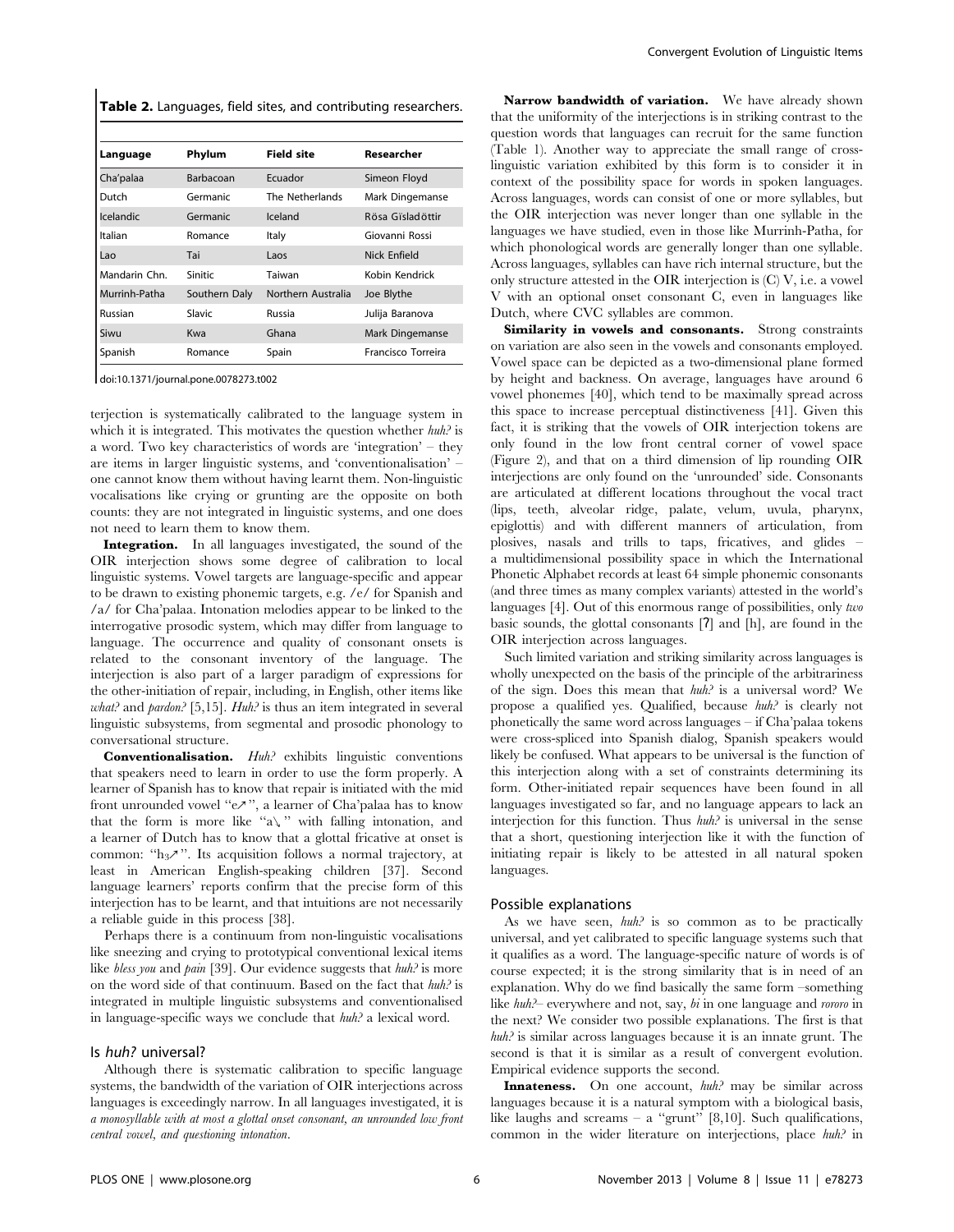**Table 2.** Languages, field sites, and contributing researchers.

| Language | Phylum | Field site | Researcher |
|---|---|---|---|
| Cha'palaa | Barbacoan | Ecuador | Simeon Floyd |
| Dutch | Germanic | The Netherlands | Mark Dingemanse |
| Icelandic | Germanic | Iceland | Rösa Gïsladöttir |
| Italian | Romance | Italy | Giovanni Rossi |
| Lao | Tai | Laos | Nick Enfield |
| Mandarin Chn. | Sinitic | Taiwan | Kobin Kendrick |
| Murrinh-Patha | Southern Daly | Northern Australia | Joe Blythe |
| Russian | Slavic | Russia | Julija Baranova |
| Siwu | Kwa | Ghana | Mark Dingemanse |
| Spanish | Romance | Spain | Francisco Torreira |

doi:10.1371/journal.pone.0078273.t002

terjection is systematically calibrated to the language system in which it is integrated. This motivates the question whether *huh?* is a word. Two key characteristics of words are 'integration' – they are items in larger linguistic systems, and 'conventionalisation' – one cannot know them without having learnt them. Non-linguistic vocalisations like crying or grunting are the opposite on both counts: they are not integrated in linguistic systems, and one does not need to learn them to know them.

**Integration.** In all languages investigated, the sound of the OIR interjection shows some degree of calibration to local linguistic systems. Vowel targets are language-specific and appear to be drawn to existing phonemic targets, e.g. /e/ for Spanish and /a/ for Cha'palaa. Intonation melodies appear to be linked to the interrogative prosodic system, which may differ from language to language. The occurrence and quality of consonant onsets is related to the consonant inventory of the language. The interjection is also part of a larger paradigm of expressions for the other-initiation of repair, including, in English, other items like *what?* and *pardon?* [5,15]. *Huh?* is thus an item integrated in several linguistic subsystems, from segmental and prosodic phonology to conversational structure.

**Conventionalisation.** *Huh?* exhibits linguistic conventions that speakers need to learn in order to use the form properly. A learner of Spanish has to know that repair is initiated with the mid front unrounded vowel "e↗", a learner of Cha'palaa has to know that the form is more like "a↘" with falling intonation, and a learner of Dutch has to know that a glottal fricative at onset is common: "hɜ↗". Its acquisition follows a normal trajectory, at least in American English-speaking children [37]. Second language learners' reports confirm that the precise form of this interjection has to be learnt, and that intuitions are not necessarily a reliable guide in this process [38].

Perhaps there is a continuum from non-linguistic vocalisations like sneezing and crying to prototypical conventional lexical items like *bless you* and *pain* [39]. Our evidence suggests that *huh?* is more on the word side of that continuum. Based on the fact that *huh?* is integrated in multiple linguistic subsystems and conventionalised in language-specific ways we conclude that *huh?* a lexical word.

### Is *huh?* universal?

Although there is systematic calibration to specific language systems, the bandwidth of the variation of OIR interjections across languages is exceedingly narrow. In all languages investigated, it is *a monosyllable with at most a glottal onset consonant, an unrounded low front central vowel, and questioning intonation*.

**Narrow bandwidth of variation.** We have already shown that the uniformity of the interjections is in striking contrast to the question words that languages can recruit for the same function (Table 1). Another way to appreciate the small range of cross-linguistic variation exhibited by this form is to consider it in context of the possibility space for words in spoken languages. Across languages, words can consist of one or more syllables, but the OIR interjection was never longer than one syllable in the languages we have studied, even in those like Murrinh-Patha, for which phonological words are generally longer than one syllable. Across languages, syllables can have rich internal structure, but the only structure attested in the OIR interjection is (C) V, i.e. a vowel V with an optional onset consonant C, even in languages like Dutch, where CVC syllables are common.

**Similarity in vowels and consonants.** Strong constraints on variation are also seen in the vowels and consonants employed. Vowel space can be depicted as a two-dimensional plane formed by height and backness. On average, languages have around 6 vowel phonemes [40], which tend to be maximally spread across this space to increase perceptual distinctiveness [41]. Given this fact, it is striking that the vowels of OIR interjection tokens are only found in the low front central corner of vowel space (Figure 2), and that on a third dimension of lip rounding OIR interjections are only found on the 'unrounded' side. Consonants are articulated at different locations throughout the vocal tract (lips, teeth, alveolar ridge, palate, velum, uvula, pharynx, epiglottis) and with different manners of articulation, from plosives, nasals and trills to taps, fricatives, and glides – a multidimensional possibility space in which the International Phonetic Alphabet records at least 64 simple phonemic consonants (and three times as many complex variants) attested in the world's languages [4]. Out of this enormous range of possibilities, only *two* basic sounds, the glottal consonants [ʔ] and [h], are found in the OIR interjection across languages.

Such limited variation and striking similarity across languages is wholly unexpected on the basis of the principle of the arbitrariness of the sign. Does this mean that *huh?* is a universal word? We propose a qualified yes. Qualified, because *huh?* is clearly not phonetically the same word across languages – if Cha'palaa tokens were cross-spliced into Spanish dialog, Spanish speakers would likely be confused. What appears to be universal is the function of this interjection along with a set of constraints determining its form. Other-initiated repair sequences have been found in all languages investigated so far, and no language appears to lack an interjection for this function. Thus *huh?* is universal in the sense that a short, questioning interjection like it with the function of initiating repair is likely to be attested in all natural spoken languages.

### Possible explanations

As we have seen, *huh?* is so common as to be practically universal, and yet calibrated to specific language systems such that it qualifies as a word. The language-specific nature of words is of course expected; it is the strong similarity that is in need of an explanation. Why do we find basically the same form –something like *huh?*– everywhere and not, say, *bi* in one language and *rororo* in the next? We consider two possible explanations. The first is that *huh?* is similar across languages because it is an innate grunt. The second is that it is similar as a result of convergent evolution. Empirical evidence supports the second.

**Innateness.** On one account, *huh?* may be similar across languages because it is a natural symptom with a biological basis, like laughs and screams – a "grunt" [8,10]. Such qualifications, common in the wider literature on interjections, place *huh?* in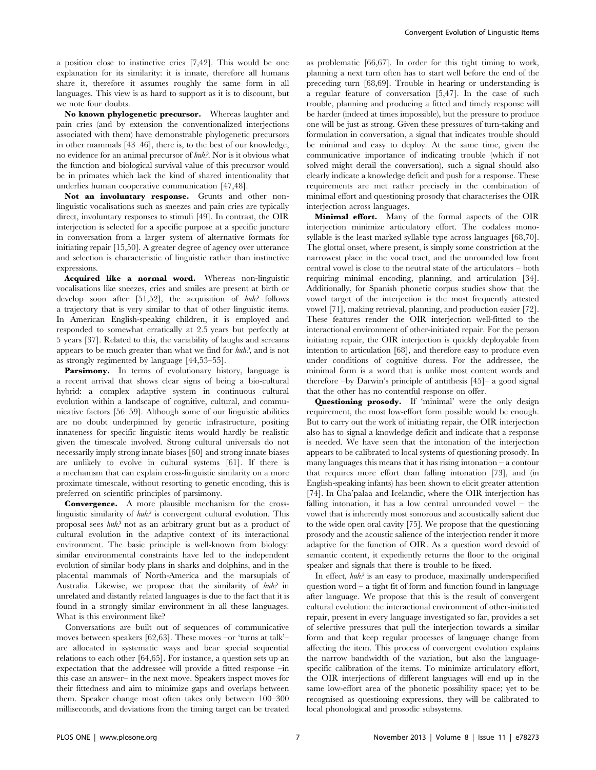a position close to instinctive cries [7,42]. This would be one explanation for its similarity: it is innate, therefore all humans share it, therefore it assumes roughly the same form in all languages. This view is as hard to support as it is to discount, but we note four doubts.

**No known phylogenetic precursor.** Whereas laughter and pain cries (and by extension the conventionalized interjections associated with them) have demonstrable phylogenetic precursors in other mammals [43–46], there is, to the best of our knowledge, no evidence for an animal precursor of *huh?*. Nor is it obvious what the function and biological survival value of this precursor would be in primates which lack the kind of shared intentionality that underlies human cooperative communication [47,48].

**Not an involuntary response.** Grunts and other non-linguistic vocalisations such as sneezes and pain cries are typically direct, involuntary responses to stimuli [49]. In contrast, the OIR interjection is selected for a specific purpose at a specific juncture in conversation from a larger system of alternative formats for initiating repair [15,50]. A greater degree of agency over utterance and selection is characteristic of linguistic rather than instinctive expressions.

**Acquired like a normal word.** Whereas non-linguistic vocalisations like sneezes, cries and smiles are present at birth or develop soon after [51,52], the acquisition of *huh?* follows a trajectory that is very similar to that of other linguistic items. In American English-speaking children, it is employed and responded to somewhat erratically at 2.5 years but perfectly at 5 years [37]. Related to this, the variability of laughs and screams appears to be much greater than what we find for *huh?*, and is not as strongly regimented by language [44,53–55].

**Parsimony.** In terms of evolutionary history, language is a recent arrival that shows clear signs of being a bio-cultural hybrid: a complex adaptive system in continuous cultural evolution within a landscape of cognitive, cultural, and communicative factors [56–59]. Although some of our linguistic abilities are no doubt underpinned by genetic infrastructure, positing innateness for specific linguistic items would hardly be realistic given the timescale involved. Strong cultural universals do not necessarily imply strong innate biases [60] and strong innate biases are unlikely to evolve in cultural systems [61]. If there is a mechanism that can explain cross-linguistic similarity on a more proximate timescale, without resorting to genetic encoding, this is preferred on scientific principles of parsimony.

**Convergence.** A more plausible mechanism for the cross-linguistic similarity of *huh?* is convergent cultural evolution. This proposal sees *huh?* not as an arbitrary grunt but as a product of cultural evolution in the adaptive context of its interactional environment. The basic principle is well-known from biology: similar environmental constraints have led to the independent evolution of similar body plans in sharks and dolphins, and in the placental mammals of North-America and the marsupials of Australia. Likewise, we propose that the similarity of *huh?* in unrelated and distantly related languages is due to the fact that it is found in a strongly similar environment in all these languages. What is this environment like?

Conversations are built out of sequences of communicative moves between speakers [62,63]. These moves –or 'turns at talk'– are allocated in systematic ways and bear special sequential relations to each other [64,65]. For instance, a question sets up an expectation that the addressee will provide a fitted response –in this case an answer– in the next move. Speakers inspect moves for their fittedness and aim to minimize gaps and overlaps between them. Speaker change most often takes only between 100–300 milliseconds, and deviations from the timing target can be treated as problematic [66,67]. In order for this tight timing to work, planning a next turn often has to start well before the end of the preceding turn [68,69]. Trouble in hearing or understanding is a regular feature of conversation [5,47]. In the case of such trouble, planning and producing a fitted and timely response will be harder (indeed at times impossible), but the pressure to produce one will be just as strong. Given these pressures of turn-taking and formulation in conversation, a signal that indicates trouble should be minimal and easy to deploy. At the same time, given the communicative importance of indicating trouble (which if not solved might derail the conversation), such a signal should also clearly indicate a knowledge deficit and push for a response. These requirements are met rather precisely in the combination of minimal effort and questioning prosody that characterises the OIR interjection across languages.

**Minimal effort.** Many of the formal aspects of the OIR interjection minimize articulatory effort. The codaless monosyllable is the least marked syllable type across languages [68,70]. The glottal onset, where present, is simply some constriction at the narrowest place in the vocal tract, and the unrounded low front central vowel is close to the neutral state of the articulators – both requiring minimal encoding, planning, and articulation [34]. Additionally, for Spanish phonetic corpus studies show that the vowel target of the interjection is the most frequently attested vowel [71], making retrieval, planning, and production easier [72]. These features render the OIR interjection well-fitted to the interactional environment of other-initiated repair. For the person initiating repair, the OIR interjection is quickly deployable from intention to articulation [68], and therefore easy to produce even under conditions of cognitive duress. For the addressee, the minimal form is a word that is unlike most content words and therefore –by Darwin's principle of antithesis [45]– a good signal that the other has no contentful response on offer.

**Questioning prosody.** If 'minimal' were the only design requirement, the most low-effort form possible would be enough. But to carry out the work of initiating repair, the OIR interjection also has to signal a knowledge deficit and indicate that a response is needed. We have seen that the intonation of the interjection appears to be calibrated to local systems of questioning prosody. In many languages this means that it has rising intonation – a contour that requires more effort than falling intonation [73], and (in English-speaking infants) has been shown to elicit greater attention [74]. In Cha'palaa and Icelandic, where the OIR interjection has falling intonation, it has a low central unrounded vowel – the vowel that is inherently most sonorous and acoustically salient due to the wide open oral cavity [75]. We propose that the questioning prosody and the acoustic salience of the interjection render it more adaptive for the function of OIR. As a question word devoid of semantic content, it expediently returns the floor to the original speaker and signals that there is trouble to be fixed.

In effect, *huh?* is an easy to produce, maximally underspecified question word – a tight fit of form and function found in language after language. We propose that this is the result of convergent cultural evolution: the interactional environment of other-initiated repair, present in every language investigated so far, provides a set of selective pressures that pull the interjection towards a similar form and that keep regular processes of language change from affecting the item. This process of convergent evolution explains the narrow bandwidth of the variation, but also the language-specific calibration of the items. To minimize articulatory effort, the OIR interjections of different languages will end up in the same low-effort area of the phonetic possibility space; yet to be recognised as questioning expressions, they will be calibrated to local phonological and prosodic subsystems.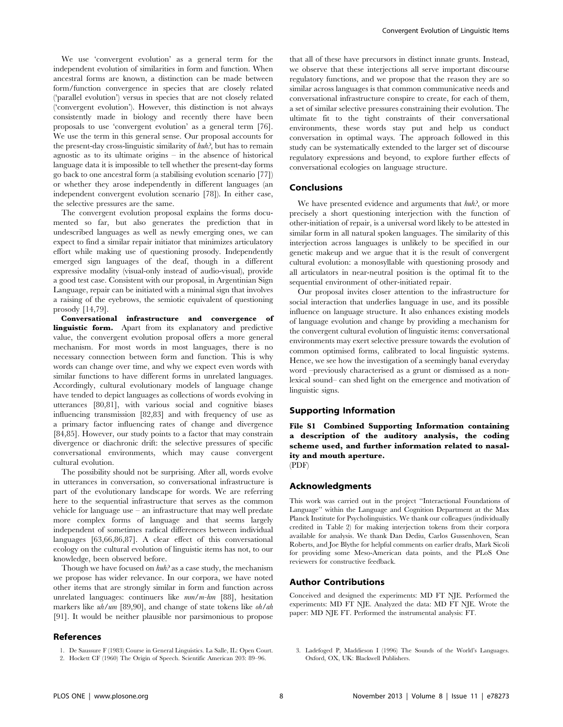We use 'convergent evolution' as a general term for the independent evolution of similarities in form and function. When ancestral forms are known, a distinction can be made between form/function convergence in species that are closely related ('parallel evolution') versus in species that are not closely related ('convergent evolution'). However, this distinction is not always consistently made in biology and recently there have been proposals to use 'convergent evolution' as a general term [76]. We use the term in this general sense. Our proposal accounts for the present-day cross-linguistic similarity of *huh?*, but has to remain agnostic as to its ultimate origins – in the absence of historical language data it is impossible to tell whether the present-day forms go back to one ancestral form (a stabilising evolution scenario [77]) or whether they arose independently in different languages (an independent convergent evolution scenario [78]). In either case, the selective pressures are the same.

The convergent evolution proposal explains the forms documented so far, but also generates the prediction that in undescribed languages as well as newly emerging ones, we can expect to find a similar repair initiator that minimizes articulatory effort while making use of questioning prosody. Independently emerged sign languages of the deaf, though in a different expressive modality (visual-only instead of audio-visual), provide a good test case. Consistent with our proposal, in Argentinian Sign Language, repair can be initiated with a minimal sign that involves a raising of the eyebrows, the semiotic equivalent of questioning prosody [14,79].

**Conversational infrastructure and convergence of linguistic form.** Apart from its explanatory and predictive value, the convergent evolution proposal offers a more general mechanism. For most words in most languages, there is no necessary connection between form and function. This is why words can change over time, and why we expect even words with similar functions to have different forms in unrelated languages. Accordingly, cultural evolutionary models of language change have tended to depict languages as collections of words evolving in utterances [80,81], with various social and cognitive biases influencing transmission [82,83] and with frequency of use as a primary factor influencing rates of change and divergence [84,85]. However, our study points to a factor that may constrain divergence or diachronic drift: the selective pressures of specific conversational environments, which may cause convergent cultural evolution.

The possibility should not be surprising. After all, words evolve in utterances in conversation, so conversational infrastructure is part of the evolutionary landscape for words. We are referring here to the sequential infrastructure that serves as the common vehicle for language use – an infrastructure that may well predate more complex forms of language and that seems largely independent of sometimes radical differences between individual languages [63,66,86,87]. A clear effect of this conversational ecology on the cultural evolution of linguistic items has not, to our knowledge, been observed before.

Though we have focused on *huh?* as a case study, the mechanism we propose has wider relevance. In our corpora, we have noted other items that are strongly similar in form and function across unrelated languages: continuers like *mm/m-hm* [88], hesitation markers like *uh/um* [89,90], and change of state tokens like *oh/ah* [91]. It would be neither plausible nor parsimonious to propose that all of these have precursors in distinct innate grunts. Instead, we observe that these interjections all serve important discourse regulatory functions, and we propose that the reason they are so similar across languages is that common communicative needs and conversational infrastructure conspire to create, for each of them, a set of similar selective pressures constraining their evolution. The ultimate fit to the tight constraints of their conversational environments, these words stay put and help us conduct conversation in optimal ways. The approach followed in this study can be systematically extended to the larger set of discourse regulatory expressions and beyond, to explore further effects of conversational ecologies on language structure.

## Conclusions

We have presented evidence and arguments that *huh?*, or more precisely a short questioning interjection with the function of other-initiation of repair, is a universal word likely to be attested in similar form in all natural spoken languages. The similarity of this interjection across languages is unlikely to be specified in our genetic makeup and we argue that it is the result of convergent cultural evolution: a monosyllable with questioning prosody and all articulators in near-neutral position is the optimal fit to the sequential environment of other-initiated repair.

Our proposal invites closer attention to the infrastructure for social interaction that underlies language in use, and its possible influence on language structure. It also enhances existing models of language evolution and change by providing a mechanism for the convergent cultural evolution of linguistic items: conversational environments may exert selective pressure towards the evolution of common optimised forms, calibrated to local linguistic systems. Hence, we see how the investigation of a seemingly banal everyday word –previously characterised as a grunt or dismissed as a non-lexical sound– can shed light on the emergence and motivation of linguistic signs.

## Supporting Information

**File S1 Combined Supporting Information containing a description of the auditory analysis, the coding scheme used, and further information related to nasality and mouth aperture.**
(PDF)

## Acknowledgments

This work was carried out in the project "Interactional Foundations of Language" within the Language and Cognition Department at the Max Planck Institute for Psycholinguistics. We thank our colleagues (individually credited in Table 2) for making interjection tokens from their corpora available for analysis. We thank Dan Dediu, Carlos Gussenhoven, Sean Roberts, and Joe Blythe for helpful comments on earlier drafts, Mark Sicoli for providing some Meso-American data points, and the PLoS One reviewers for constructive feedback.

## Author Contributions

Conceived and designed the experiments: MD FT NJE. Performed the experiments: MD FT NJE. Analyzed the data: MD FT NJE. Wrote the paper: MD NJE FT. Performed the instrumental analysis: FT.

## References

1. De Saussure F (1983) Course in General Linguistics. La Salle, IL: Open Court.
2. Hockett CF (1960) The Origin of Speech. Scientific American 203: 89–96.
3. Ladefoged P, Maddieson I (1996) The Sounds of the World's Languages. Oxford, OX, UK: Blackwell Publishers.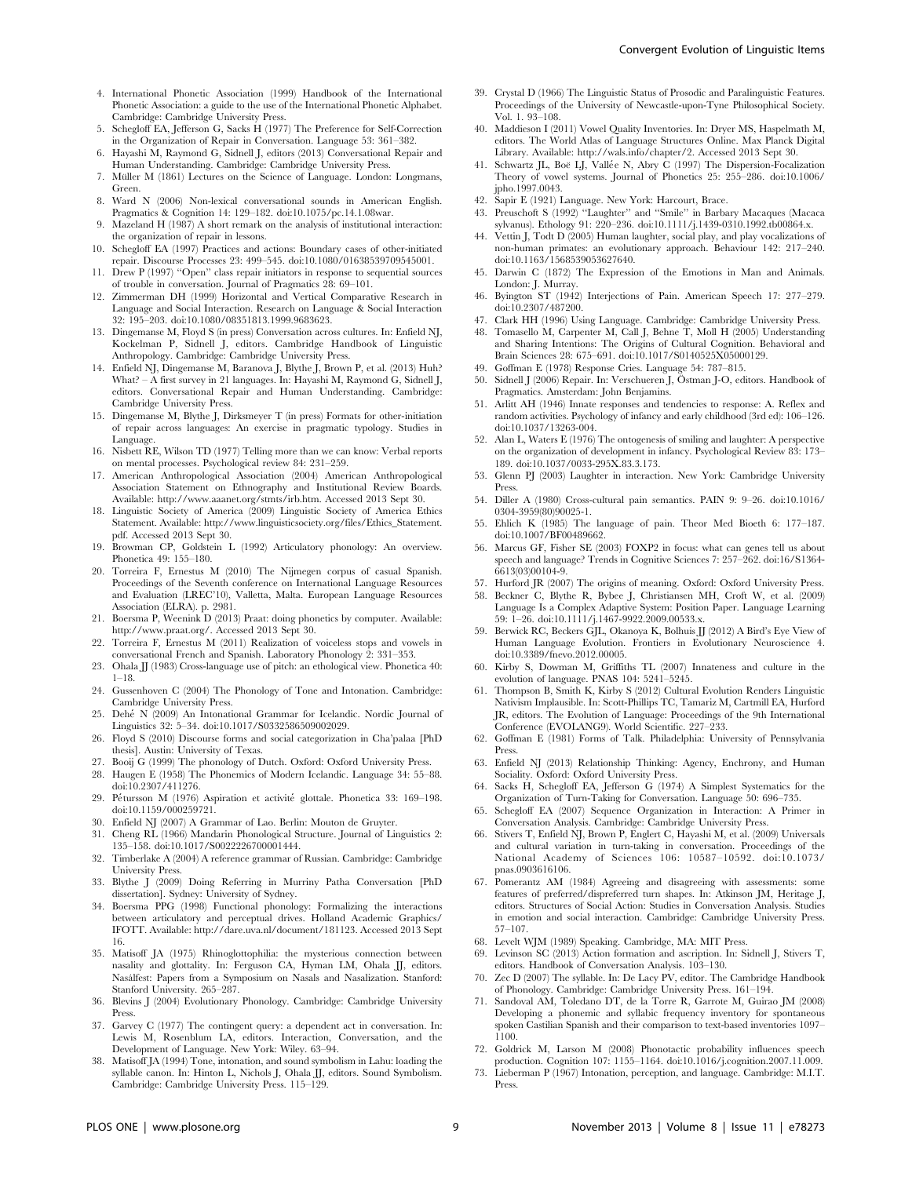4. International Phonetic Association (1999) Handbook of the International Phonetic Association: a guide to the use of the International Phonetic Alphabet. Cambridge: Cambridge University Press.
5. Schegloff EA, Jefferson G, Sacks H (1977) The Preference for Self-Correction in the Organization of Repair in Conversation. Language 53: 361–382.
6. Hayashi M, Raymond G, Sidnell J, editors (2013) Conversational Repair and Human Understanding. Cambridge: Cambridge University Press.
7. Müller M (1861) Lectures on the Science of Language. London: Longmans, Green.
8. Ward N (2006) Non-lexical conversational sounds in American English. Pragmatics & Cognition 14: 129–182. doi:10.1075/pc.14.1.08war.
9. Mazeland H (1987) A short remark on the analysis of institutional interaction: the organization of repair in lessons.
10. Schegloff EA (1997) Practices and actions: Boundary cases of other-initiated repair. Discourse Processes 23: 499–545. doi:10.1080/01638539709545001.
11. Drew P (1997) ''Open'' class repair initiators in response to sequential sources of trouble in conversation. Journal of Pragmatics 28: 69–101.
12. Zimmerman DH (1999) Horizontal and Vertical Comparative Research in Language and Social Interaction. Research on Language & Social Interaction 32: 195–203. doi:10.1080/08351813.1999.9683623.
13. Dingemanse M, Floyd S (in press) Conversation across cultures. In: Enfield NJ, Kockelman P, Sidnell J, editors. Cambridge Handbook of Linguistic Anthropology. Cambridge: Cambridge University Press.
14. Enfield NJ, Dingemanse M, Baranova J, Blythe J, Brown P, et al. (2013) Huh? What? – A first survey in 21 languages. In: Hayashi M, Raymond G, Sidnell J, editors. Conversational Repair and Human Understanding. Cambridge: Cambridge University Press.
15. Dingemanse M, Blythe J, Dirksmeyer T (in press) Formats for other-initiation of repair across languages: An exercise in pragmatic typology. Studies in Language.
16. Nisbett RE, Wilson TD (1977) Telling more than we can know: Verbal reports on mental processes. Psychological review 84: 231–259.
17. American Anthropological Association (2004) American Anthropological Association Statement on Ethnography and Institutional Review Boards. Available: http://www.aaanet.org/stmts/irb.htm. Accessed 2013 Sept 30.
18. Linguistic Society of America (2009) Linguistic Society of America Ethics Statement. Available: http://www.linguisticsociety.org/files/Ethics_Statement.pdf. Accessed 2013 Sept 30.
19. Browman CP, Goldstein L (1992) Articulatory phonology: An overview. Phonetica 49: 155–180.
20. Torreira F, Ernestus M (2010) The Nijmegen corpus of casual Spanish. Proceedings of the Seventh conference on International Language Resources and Evaluation (LREC'10), Valletta, Malta. European Language Resources Association (ELRA). p. 2981.
21. Boersma P, Weenink D (2013) Praat: doing phonetics by computer. Available: http://www.praat.org/. Accessed 2013 Sept 30.
22. Torreira F, Ernestus M (2011) Realization of voiceless stops and vowels in conversational French and Spanish. Laboratory Phonology 2: 331–353.
23. Ohala JJ (1983) Cross-language use of pitch: an ethological view. Phonetica 40: 1–18.
24. Gussenhoven C (2004) The Phonology of Tone and Intonation. Cambridge: Cambridge University Press.
25. Dehé N (2009) An Intonational Grammar for Icelandic. Nordic Journal of Linguistics 32: 5–34. doi:10.1017/S0332586509002029.
26. Floyd S (2010) Discourse forms and social categorization in Cha'palaa [PhD thesis]. Austin: University of Texas.
27. Booij G (1999) The phonology of Dutch. Oxford: Oxford University Press.
28. Haugen E (1958) The Phonemics of Modern Icelandic. Language 34: 55–88. doi:10.2307/411276.
29. Pétursson M (1976) Aspiration et activité glottale. Phonetica 33: 169–198. doi:10.1159/000259721.
30. Enfield NJ (2007) A Grammar of Lao. Berlin: Mouton de Gruyter.
31. Cheng RL (1966) Mandarin Phonological Structure. Journal of Linguistics 2: 135–158. doi:10.1017/S0022226700001444.
32. Timberlake A (2004) A reference grammar of Russian. Cambridge: Cambridge University Press.
33. Blythe J (2009) Doing Referring in Murriny Patha Conversation [PhD dissertation]. Sydney: University of Sydney.
34. Boersma PPG (1998) Functional phonology: Formalizing the interactions between articulatory and perceptual drives. Holland Academic Graphics/IFOTT. Available: http://dare.uva.nl/document/181123. Accessed 2013 Sept 16.
35. Matisoff JA (1975) Rhinoglottophilia: the mysterious connection between nasality and glottality. In: Ferguson CA, Hyman LM, Ohala JJ, editors. Nasálfest: Papers from a Symposium on Nasals and Nasalization. Stanford: Stanford University. 265–287.
36. Blevins J (2004) Evolutionary Phonology. Cambridge: Cambridge University Press.
37. Garvey C (1977) The contingent query: a dependent act in conversation. In: Lewis M, Rosenblum LA, editors. Interaction, Conversation, and the Development of Language. New York: Wiley. 63–94.
38. Matisoff JA (1994) Tone, intonation, and sound symbolism in Lahu: loading the syllable canon. In: Hinton L, Nichols J, Ohala JJ, editors. Sound Symbolism. Cambridge: Cambridge University Press. 115–129.
39. Crystal D (1966) The Linguistic Status of Prosodic and Paralinguistic Features. Proceedings of the University of Newcastle-upon-Tyne Philosophical Society. Vol. 1. 93–108.
40. Maddieson I (2011) Vowel Quality Inventories. In: Dryer MS, Haspelmath M, editors. The World Atlas of Language Structures Online. Max Planck Digital Library. Available: http://wals.info/chapter/2. Accessed 2013 Sept 30.
41. Schwartz JL, Boë LJ, Vallée N, Abry C (1997) The Dispersion-Focalization Theory of vowel systems. Journal of Phonetics 25: 255–286. doi:10.1006/jpho.1997.0043.
42. Sapir E (1921) Language. New York: Harcourt, Brace.
43. Preuschoft S (1992) ''Laughter'' and ''Smile'' in Barbary Macaques (Macaca sylvanus). Ethology 91: 220–236. doi:10.1111/j.1439-0310.1992.tb00864.x.
44. Vettin J, Todt D (2005) Human laughter, social play, and play vocalizations of non-human primates: an evolutionary approach. Behaviour 142: 217–240. doi:10.1163/1568539053627640.
45. Darwin C (1872) The Expression of the Emotions in Man and Animals. London: J. Murray.
46. Byington ST (1942) Interjections of Pain. American Speech 17: 277–279. doi:10.2307/487200.
47. Clark HH (1996) Using Language. Cambridge: Cambridge University Press.
48. Tomasello M, Carpenter M, Call J, Behne T, Moll H (2005) Understanding and Sharing Intentions: The Origins of Cultural Cognition. Behavioral and Brain Sciences 28: 675–691. doi:10.1017/S0140525X05000129.
49. Goffman E (1978) Response Cries. Language 54: 787–815.
50. Sidnell J (2006) Repair. In: Verschueren J, Östman J-O, editors. Handbook of Pragmatics. Amsterdam: John Benjamins.
51. Arlitt AH (1946) Innate responses and tendencies to response: A. Reflex and random activities. Psychology of infancy and early childhood (3rd ed): 106–126. doi:10.1037/13263-004.
52. Alan L, Waters E (1976) The ontogenesis of smiling and laughter: A perspective on the organization of development in infancy. Psychological Review 83: 173–189. doi:10.1037/0033-295X.83.3.173.
53. Glenn PJ (2003) Laughter in interaction. New York: Cambridge University Press.
54. Diller A (1980) Cross-cultural pain semantics. PAIN 9: 9–26. doi:10.1016/0304-3959(80)90025-1.
55. Ehlich K (1985) The language of pain. Theor Med Bioeth 6: 177–187. doi:10.1007/BF00489662.
56. Marcus GF, Fisher SE (2003) FOXP2 in focus: what can genes tell us about speech and language? Trends in Cognitive Sciences 7: 257–262. doi:16/S1364-6613(03)00104-9.
57. Hurford JR (2007) The origins of meaning. Oxford: Oxford University Press.
58. Beckner C, Blythe R, Bybee J, Christiansen MH, Croft W, et al. (2009) Language Is a Complex Adaptive System: Position Paper. Language Learning 59: 1–26. doi:10.1111/j.1467-9922.2009.00533.x.
59. Berwick RC, Beckers GJL, Okanoya K, Bolhuis JJ (2012) A Bird's Eye View of Human Language Evolution. Frontiers in Evolutionary Neuroscience 4. doi:10.3389/fnevo.2012.00005.
60. Kirby S, Dowman M, Griffiths TL (2007) Innateness and culture in the evolution of language. PNAS 104: 5241–5245.
61. Thompson B, Smith K, Kirby S (2012) Cultural Evolution Renders Linguistic Nativism Implausible. In: Scott-Phillips TC, Tamariz M, Cartmill EA, Hurford JR, editors. The Evolution of Language: Proceedings of the 9th International Conference (EVOLANG9). World Scientific. 227–233.
62. Goffman E (1981) Forms of Talk. Philadelphia: University of Pennsylvania Press.
63. Enfield NJ (2013) Relationship Thinking: Agency, Enchrony, and Human Sociality. Oxford: Oxford University Press.
64. Sacks H, Schegloff EA, Jefferson G (1974) A Simplest Systematics for the Organization of Turn-Taking for Conversation. Language 50: 696–735.
65. Schegloff EA (2007) Sequence Organization in Interaction: A Primer in Conversation Analysis. Cambridge: Cambridge University Press.
66. Stivers T, Enfield NJ, Brown P, Englert C, Hayashi M, et al. (2009) Universals and cultural variation in turn-taking in conversation. Proceedings of the National Academy of Sciences 106: 10587–10592. doi:10.1073/pnas.0903616106.
67. Pomerantz AM (1984) Agreeing and disagreeing with assessments: some features of preferred/dispreferred turn shapes. In: Atkinson JM, Heritage J, editors. Structures of Social Action: Studies in Conversation Analysis. Studies in emotion and social interaction. Cambridge: Cambridge University Press. 57–107.
68. Levelt WJM (1989) Speaking. Cambridge, MA: MIT Press.
69. Levinson SC (2013) Action formation and ascription. In: Sidnell J, Stivers T, editors. Handbook of Conversation Analysis. 103–130.
70. Zec D (2007) The syllable. In: De Lacy PV, editor. The Cambridge Handbook of Phonology. Cambridge: Cambridge University Press. 161–194.
71. Sandoval AM, Toledano DT, de la Torre R, Garrote M, Guirao JM (2008) Developing a phonemic and syllabic frequency inventory for spontaneous spoken Castilian Spanish and their comparison to text-based inventories 1097–1100.
72. Goldrick M, Larson M (2008) Phonotactic probability influences speech production. Cognition 107: 1155–1164. doi:10.1016/j.cognition.2007.11.009.
73. Lieberman P (1967) Intonation, perception, and language. Cambridge: M.I.T. Press.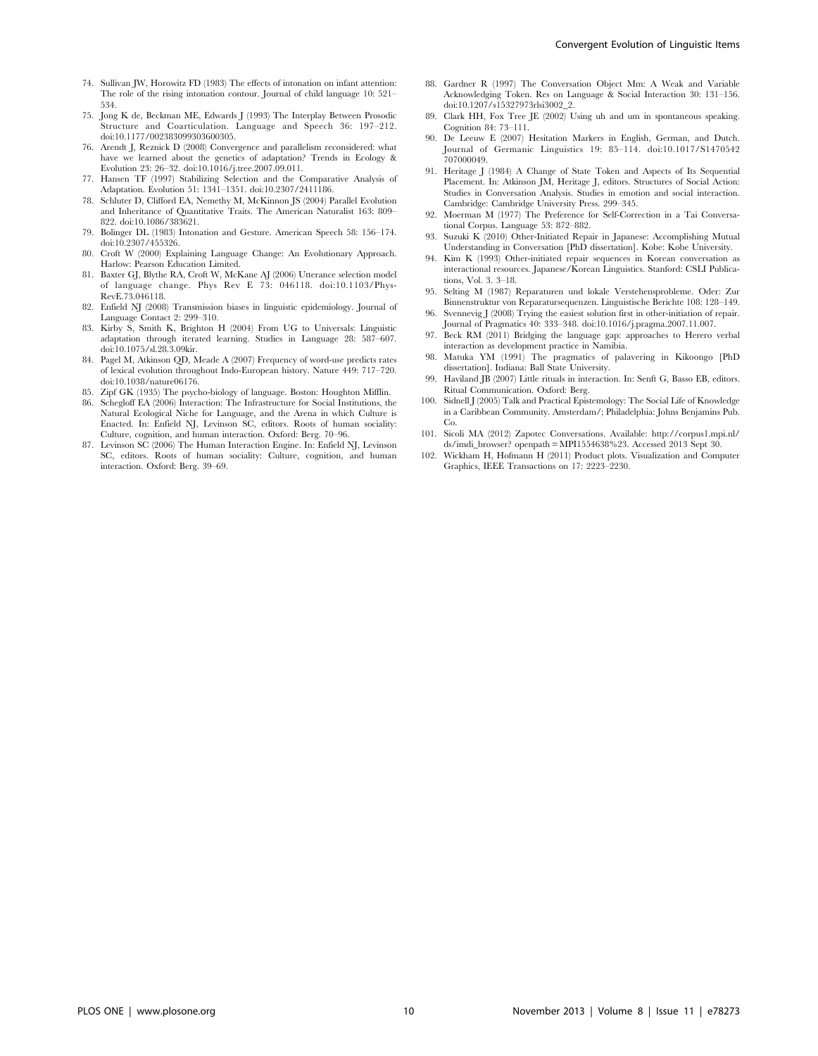74. Sullivan JW, Horowitz FD (1983) The effects of intonation on infant attention: The role of the rising intonation contour. Journal of child language 10: 521–534.
75. Jong K de, Beckman ME, Edwards J (1993) The Interplay Between Prosodic Structure and Coarticulation. Language and Speech 36: 197–212. doi:10.1177/002383099303600305.
76. Arendt J, Reznick D (2008) Convergence and parallelism reconsidered: what have we learned about the genetics of adaptation? Trends in Ecology & Evolution 23: 26–32. doi:10.1016/j.tree.2007.09.011.
77. Hansen TF (1997) Stabilizing Selection and the Comparative Analysis of Adaptation. Evolution 51: 1341–1351. doi:10.2307/2411186.
78. Schluter D, Clifford EA, Nemethy M, McKinnon JS (2004) Parallel Evolution and Inheritance of Quantitative Traits. The American Naturalist 163: 809–822. doi:10.1086/383621.
79. Bolinger DL (1983) Intonation and Gesture. American Speech 58: 156–174. doi:10.2307/455326.
80. Croft W (2000) Explaining Language Change: An Evolutionary Approach. Harlow: Pearson Education Limited.
81. Baxter GJ, Blythe RA, Croft W, McKane AJ (2006) Utterance selection model of language change. Phys Rev E 73: 046118. doi:10.1103/PhysRevE.73.046118.
82. Enfield NJ (2008) Transmission biases in linguistic epidemiology. Journal of Language Contact 2: 299–310.
83. Kirby S, Smith K, Brighton H (2004) From UG to Universals: Linguistic adaptation through iterated learning. Studies in Language 28: 587–607. doi:10.1075/sl.28.3.09kir.
84. Pagel M, Atkinson QD, Meade A (2007) Frequency of word-use predicts rates of lexical evolution throughout Indo-European history. Nature 449: 717–720. doi:10.1038/nature06176.
85. Zipf GK (1935) The psycho-biology of language. Boston: Houghton Mifflin.
86. Schegloff EA (2006) Interaction: The Infrastructure for Social Institutions, the Natural Ecological Niche for Language, and the Arena in which Culture is Enacted. In: Enfield NJ, Levinson SC, editors. Roots of human sociality: Culture, cognition, and human interaction. Oxford: Berg. 70–96.
87. Levinson SC (2006) The Human Interaction Engine. In: Enfield NJ, Levinson SC, editors. Roots of human sociality: Culture, cognition, and human interaction. Oxford: Berg. 39–69.
88. Gardner R (1997) The Conversation Object Mm: A Weak and Variable Acknowledging Token. Res on Language & Social Interaction 30: 131–156. doi:10.1207/s15327973rlsi3002_2.
89. Clark HH, Fox Tree JE (2002) Using uh and um in spontaneous speaking. Cognition 84: 73–111.
90. De Leeuw E (2007) Hesitation Markers in English, German, and Dutch. Journal of Germanic Linguistics 19: 85–114. doi:10.1017/S1470542707000049.
91. Heritage J (1984) A Change of State Token and Aspects of Its Sequential Placement. In: Atkinson JM, Heritage J, editors. Structures of Social Action: Studies in Conversation Analysis. Studies in emotion and social interaction. Cambridge: Cambridge University Press. 299–345.
92. Moerman M (1977) The Preference for Self-Correction in a Tai Conversational Corpus. Language 53: 872–882.
93. Suzuki K (2010) Other-Initiated Repair in Japanese: Accomplishing Mutual Understanding in Conversation [PhD dissertation]. Kobe: Kobe University.
94. Kim K (1993) Other-initiated repair sequences in Korean conversation as interactional resources. Japanese/Korean Linguistics. Stanford: CSLI Publications, Vol. 3. 3–18.
95. Selting M (1987) Reparaturen und lokale Verstehensprobleme. Oder: Zur Binnenstruktur von Reparatursequenzen. Linguistische Berichte 108: 128–149.
96. Svennevig J (2008) Trying the easiest solution first in other-initiation of repair. Journal of Pragmatics 40: 333–348. doi:10.1016/j.pragma.2007.11.007.
97. Beck RM (2011) Bridging the language gap: approaches to Herero verbal interaction as development practice in Namibia.
98. Matuka YM (1991) The pragmatics of palavering in Kikoongo [PhD dissertation]. Indiana: Ball State University.
99. Haviland JB (2007) Little rituals in interaction. In: Senft G, Basso EB, editors. Ritual Communication. Oxford: Berg.
100. Sidnell J (2005) Talk and Practical Epistemology: The Social Life of Knowledge in a Caribbean Community. Amsterdam/; Philadelphia: Johns Benjamins Pub. Co.
101. Sicoli MA (2012) Zapotec Conversations. Available: http://corpus1.mpi.nl/ds/imdi_browser? openpath = MPI1554638%23. Accessed 2013 Sept 30.
102. Wickham H, Hofmann H (2011) Product plots. Visualization and Computer Graphics, IEEE Transactions on 17: 2223–2230.